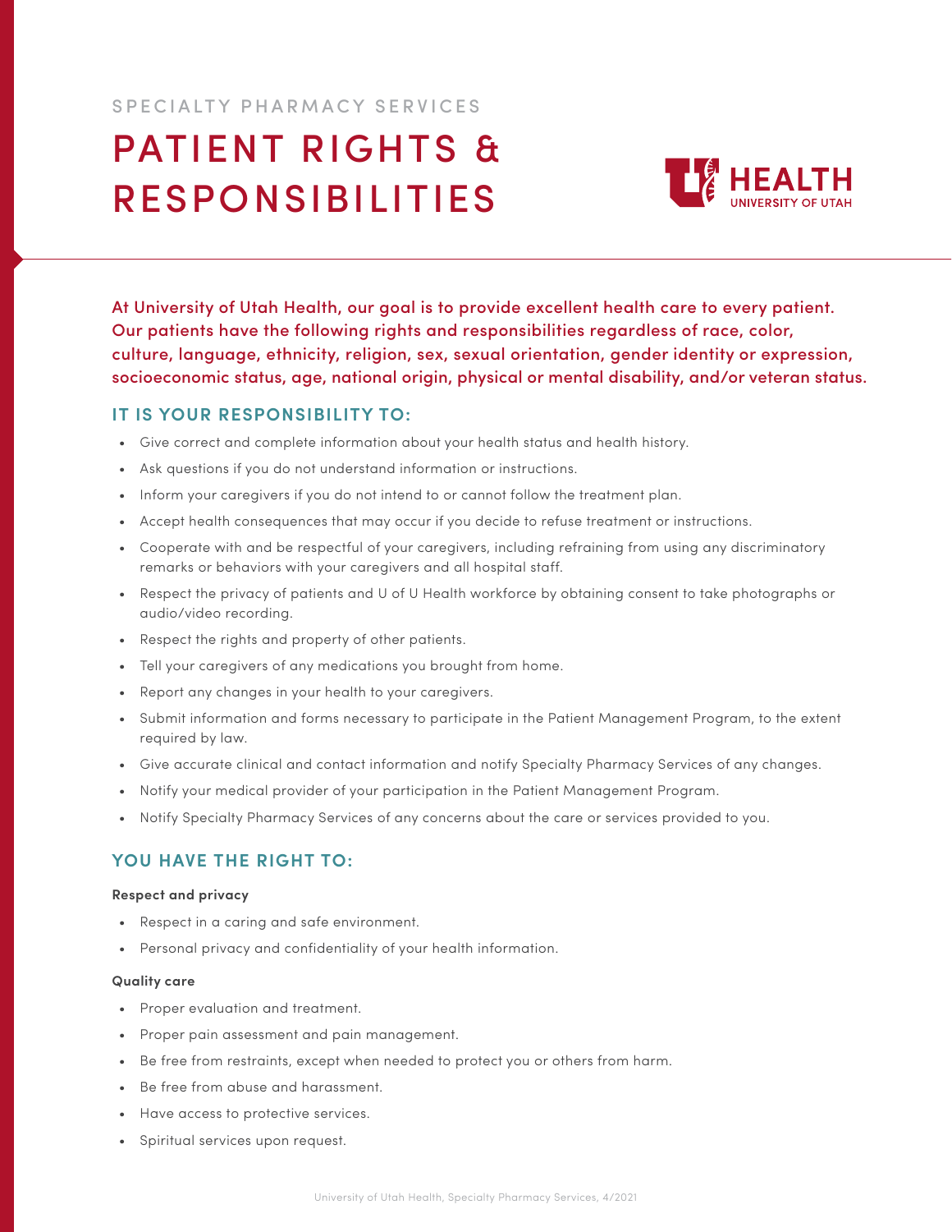SPECIALTY PHARMACY SERVICES

# PATIENT RIGHTS & RESPONSIBILITIES

At University of Utah Health, our goal is to provide excellent health care to every patient. Our patients have the following rights and responsibilities regardless of race, color, culture, language, ethnicity, religion, sex, sexual orientation, gender identity or expression, socioeconomic status, age, national origin, physical or mental disability, and/or veteran status.

## IT IS YOUR RESPONSIBILITY TO:

- Give correct and complete information about your health status and health history.
- Ask questions if you do not understand information or instructions.
- Inform your caregivers if you do not intend to or cannot follow the treatment plan.
- Accept health consequences that may occur if you decide to refuse treatment or instructions.
- Cooperate with and be respectful of your caregivers, including refraining from using any discriminatory remarks or behaviors with your caregivers and all hospital staff.
- Respect the privacy of patients and U of U Health workforce by obtaining consent to take photographs or audio/video recording.
- Respect the rights and property of other patients.
- Tell your caregivers of any medications you brought from home.
- Report any changes in your health to your caregivers.
- Submit information and forms necessary to participate in the Patient Management Program, to the extent required by law.
- Give accurate clinical and contact information and notify Specialty Pharmacy Services of any changes.
- Notify your medical provider of your participation in the Patient Management Program.
- Notify Specialty Pharmacy Services of any concerns about the care or services provided to you.

## YOU HAVE THE RIGHT TO:

**Respect and privacy**

- Respect in a caring and safe environment.
- Personal privacy and confidentiality of your health information.

**Quality care**

- Proper evaluation and treatment.
- Proper pain assessment and pain management.
- Be free from restraints, except when needed to protect you or others from harm.
- Be free from abuse and harassment.
- Have access to protective services.
- Spiritual services upon request.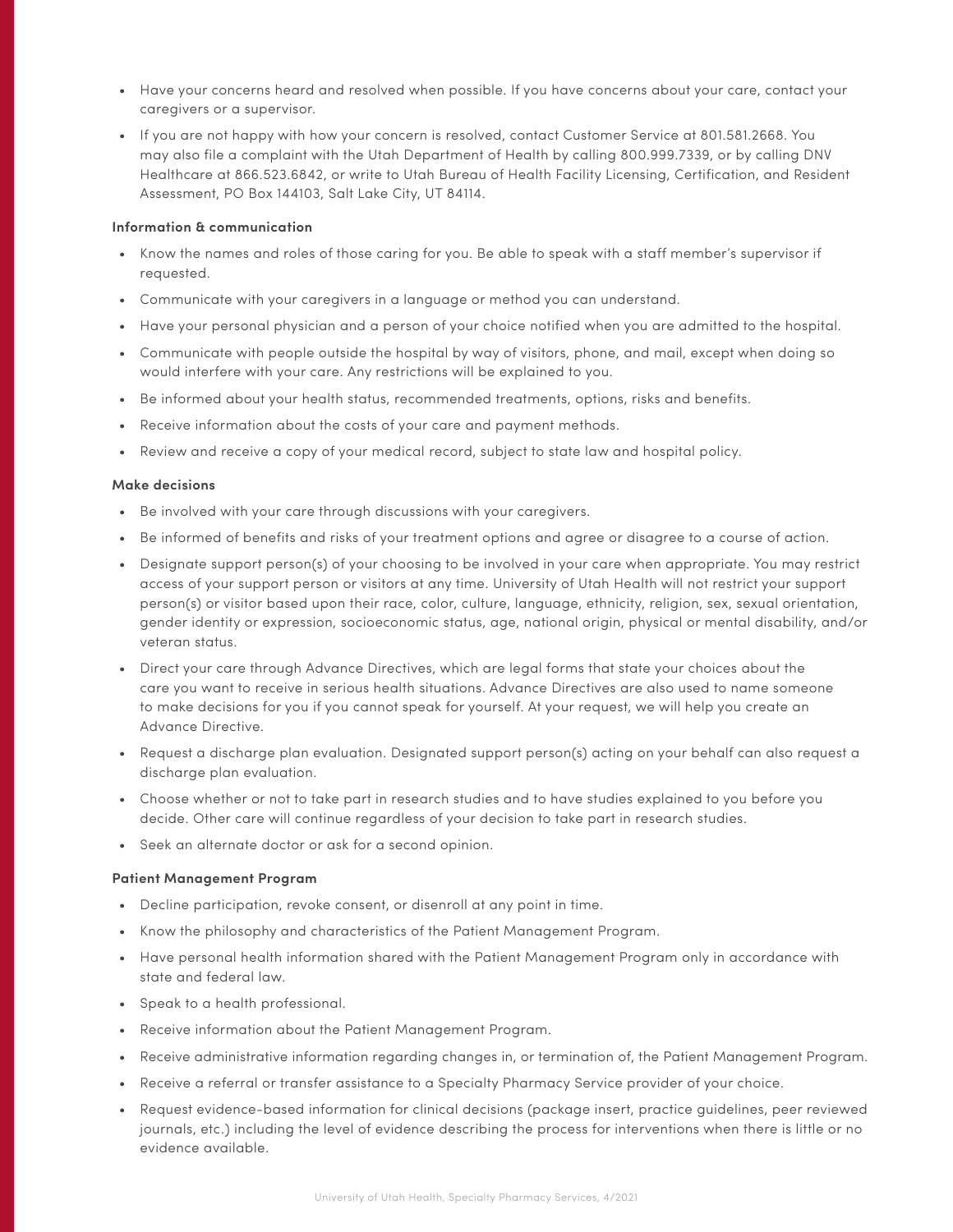- Have your concerns heard and resolved when possible. If you have concerns about your care, contact your caregivers or a supervisor.
- If you are not happy with how your concern is resolved, contact Customer Service at 801.581.2668. You may also file a complaint with the Utah Department of Health by calling 800.999.7339, or by calling DNV Healthcare at 866.523.6842, or write to Utah Bureau of Health Facility Licensing, Certification, and Resident Assessment, PO Box 144103, Salt Lake City, UT 84114.

**Information & communication**

- Know the names and roles of those caring for you. Be able to speak with a staff member's supervisor if requested.
- Communicate with your caregivers in a language or method you can understand.
- Have your personal physician and a person of your choice notified when you are admitted to the hospital.
- Communicate with people outside the hospital by way of visitors, phone, and mail, except when doing so would interfere with your care. Any restrictions will be explained to you.
- Be informed about your health status, recommended treatments, options, risks and benefits.
- Receive information about the costs of your care and payment methods.
- Review and receive a copy of your medical record, subject to state law and hospital policy.

**Make decisions**

- Be involved with your care through discussions with your caregivers.
- Be informed of benefits and risks of your treatment options and agree or disagree to a course of action.
- Designate support person(s) of your choosing to be involved in your care when appropriate. You may restrict access of your support person or visitors at any time. University of Utah Health will not restrict your support person(s) or visitor based upon their race, color, culture, language, ethnicity, religion, sex, sexual orientation, gender identity or expression, socioeconomic status, age, national origin, physical or mental disability, and/or veteran status.
- Direct your care through Advance Directives, which are legal forms that state your choices about the care you want to receive in serious health situations. Advance Directives are also used to name someone to make decisions for you if you cannot speak for yourself. At your request, we will help you create an Advance Directive.
- Request a discharge plan evaluation. Designated support person(s) acting on your behalf can also request a discharge plan evaluation.
- Choose whether or not to take part in research studies and to have studies explained to you before you decide. Other care will continue regardless of your decision to take part in research studies.
- Seek an alternate doctor or ask for a second opinion.

**Patient Management Program**

- Decline participation, revoke consent, or disenroll at any point in time.
- Know the philosophy and characteristics of the Patient Management Program.
- Have personal health information shared with the Patient Management Program only in accordance with state and federal law.
- Speak to a health professional.
- Receive information about the Patient Management Program.
- Receive administrative information regarding changes in, or termination of, the Patient Management Program.
- Receive a referral or transfer assistance to a Specialty Pharmacy Service provider of your choice.
- Request evidence-based information for clinical decisions (package insert, practice guidelines, peer reviewed journals, etc.) including the level of evidence describing the process for interventions when there is little or no evidence available.

University of Utah Health, Specialty Pharmacy Services, 4/2021